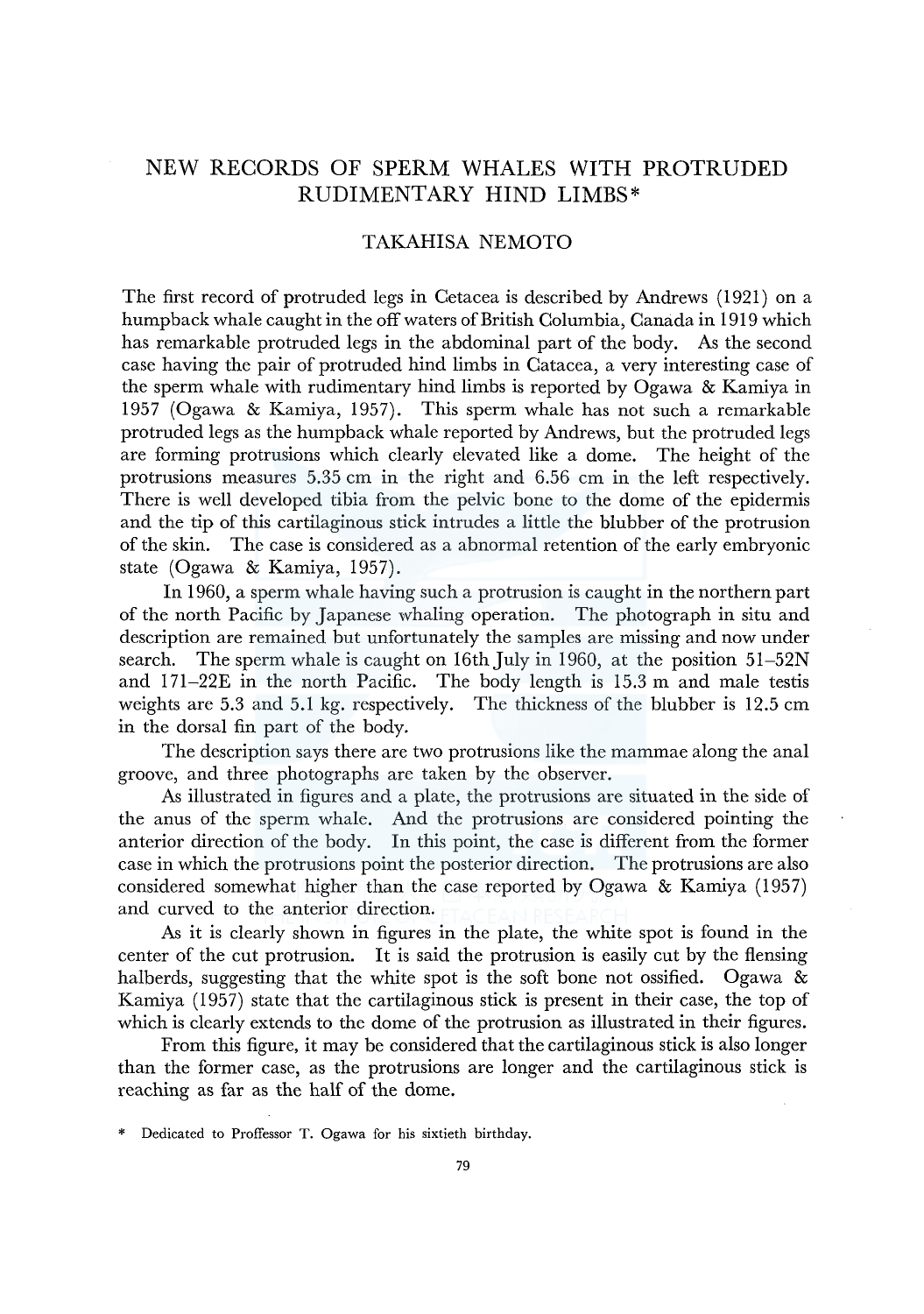# NEW RECORDS OF SPERM WHALES WITH PROTRUDED RUDIMENTARY HIND LIMBS*

TAKAHISA NEMOTO

The first record of protruded legs in Cetacea is described by Andrews (1921) on a humpback whale caught in the off waters of British Columbia, Canada in 1919 which has remarkable protruded legs in the abdominal part of the body. As the second case having the pair of protruded hind limbs in Catacea, a very interesting case of the sperm whale with rudimentary hind limbs is reported by Ogawa & Kamiya in 1957 (Ogawa & Kamiya, 1957). This sperm whale has not such a remarkable protruded legs as the humpback whale reported by Andrews, but the protruded legs are forming protrusions which clearly elevated like a dome. The height of the protrusions measures 5.35 cm in the right and 6.56 cm in the left respectively. There is well developed tibia from the pelvic bone to the dome of the epidermis and the tip of this cartilaginous stick intrudes a little the blubber of the protrusion of the skin. The case is considered as a abnormal retention of the early embryonic state (Ogawa & Kamiya, 1957).

In 1960, a sperm whale having such a protrusion is caught in the northern part of the north Pacific by Japanese whaling operation. The photograph in situ and description are remained but unfortunately the samples are missing and now under search. The sperm whale is caught on 16th July in 1960, at the position 51–52N and 171–22E in the north Pacific. The body length is 15.3 m and male testis weights are 5.3 and 5.1 kg. respectively. The thickness of the blubber is 12.5 cm in the dorsal fin part of the body.

The description says there are two protrusions like the mammae along the anal groove, and three photographs are taken by the observer.

As illustrated in figures and a plate, the protrusions are situated in the side of the anus of the sperm whale. And the protrusions are considered pointing the anterior direction of the body. In this point, the case is different from the former case in which the protrusions point the posterior direction. The protrusions are also considered somewhat higher than the case reported by Ogawa & Kamiya (1957) and curved to the anterior direction.

As it is clearly shown in figures in the plate, the white spot is found in the center of the cut protrusion. It is said the protrusion is easily cut by the flensing halberds, suggesting that the white spot is the soft bone not ossified. Ogawa & Kamiya (1957) state that the cartilaginous stick is present in their case, the top of which is clearly extends to the dome of the protrusion as illustrated in their figures.

From this figure, it may be considered that the cartilaginous stick is also longer than the former case, as the protrusions are longer and the cartilaginous stick is reaching as far as the half of the dome.

\* Dedicated to Proffessor T. Ogawa for his sixtieth birthday.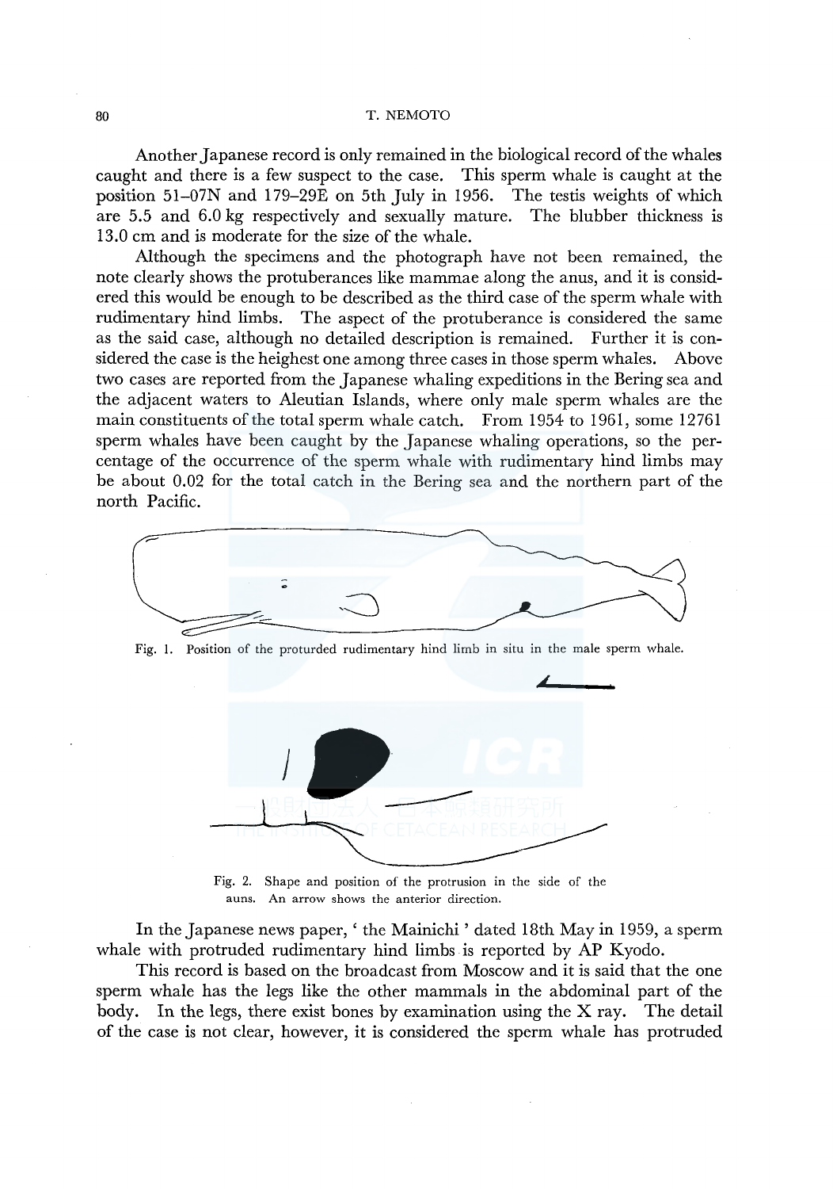Another Japanese record is only remained in the biological record of the whales caught and there is a few suspect to the case. This sperm whale is caught at the position 51–07N and 179–29E on 5th July in 1956. The testis weights of which are 5.5 and 6.0 kg respectively and sexually mature. The blubber thickness is 13.0 cm and is moderate for the size of the whale.

Although the specimens and the photograph have not been remained, the note clearly shows the protuberances like mammae along the anus, and it is considered this would be enough to be described as the third case of the sperm whale with rudimentary hind limbs. The aspect of the protuberance is considered the same as the said case, although no detailed description is remained. Further it is considered the case is the heighest one among three cases in those sperm whales. Above two cases are reported from the Japanese whaling expeditions in the Bering sea and the adjacent waters to Aleutian Islands, where only male sperm whales are the main constituents of the total sperm whale catch. From 1954 to 1961, some 12761 sperm whales have been caught by the Japanese whaling operations, so the percentage of the occurrence of the sperm whale with rudimentary hind limbs may be about 0.02 for the total catch in the Bering sea and the northern part of the north Pacific.

Fig. 1. Position of the proturded rudimentary hind limb in situ in the male sperm whale.

Fig. 2. Shape and position of the protrusion in the side of the auns. An arrow shows the anterior direction.

In the Japanese news paper, ' the Mainichi ' dated 18th May in 1959, a sperm whale with protruded rudimentary hind limbs is reported by AP Kyodo.

This record is based on the broadcast from Moscow and it is said that the one sperm whale has the legs like the other mammals in the abdominal part of the body. In the legs, there exist bones by examination using the X ray. The detail of the case is not clear, however, it is considered the sperm whale has protruded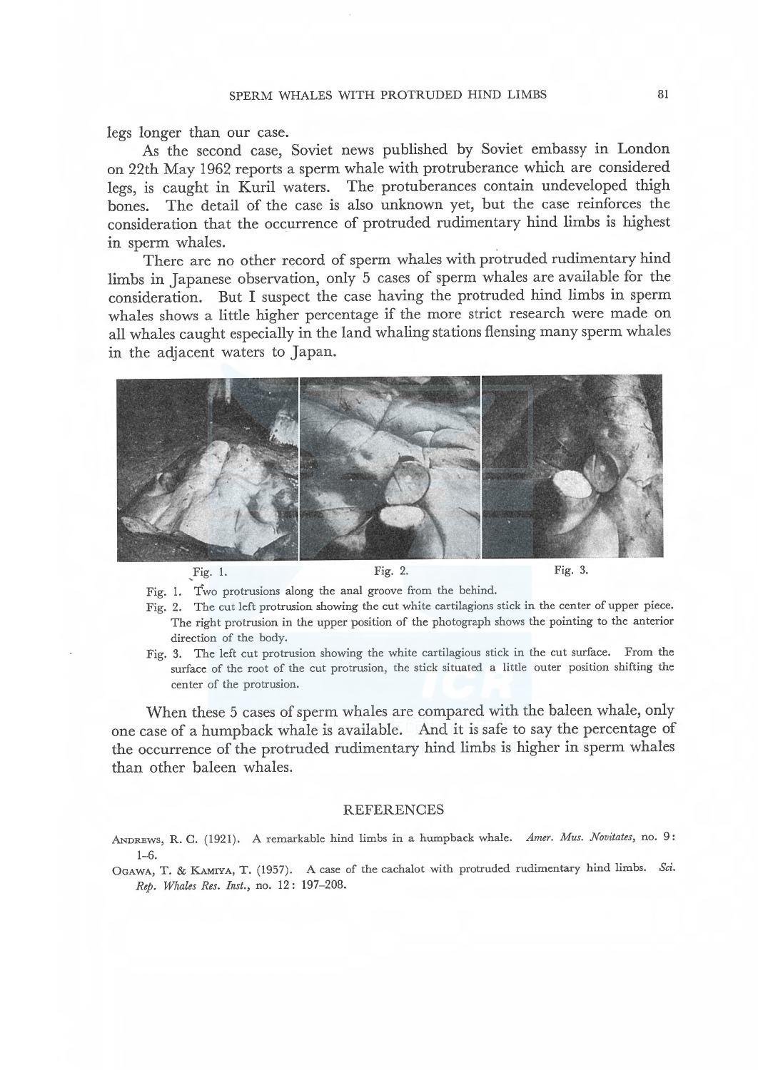legs longer than our case.

As the second case, Soviet news published by Soviet embassy in London on 22th May 1962 reports a sperm whale with protruberance which are considered legs, is caught in Kuril waters. The protuberances contain undeveloped thigh bones. The detail of the case is also unknown yet, but the case reinforces the consideration that the occurrence of protruded rudimentary hind limbs is highest in sperm whales.

There are no other record of sperm whales with protruded rudimentary hind limbs in Japanese observation, only 5 cases of sperm whales are available for the consideration. But I suspect the case having the protruded hind limbs in sperm whales shows a little higher percentage if the more strict research were made on all whales caught especially in the land whaling stations flensing many sperm whales in the adjacent waters to Japan.

Fig. 1. Fig. 2. Fig. 3.

Fig. 1. Two protrusions along the anal groove from the behind.

Fig. 2. The cut left protrusion showing the cut white cartilagions stick in the center of upper piece. The right protrusion in the upper position of the photograph shows the pointing to the anterior direction of the body.

Fig. 3. The left cut protrusion showing the white cartilagious stick in the cut surface. From the surface of the root of the cut protrusion, the stick situated a little outer position shifting the center of the protrusion.

When these 5 cases of sperm whales are compared with the baleen whale, only one case of a humpback whale is available. And it is safe to say the percentage of the occurrence of the protruded rudimentary hind limbs is higher in sperm whales than other baleen whales.

## REFERENCES

Andrews, R. C. (1921). A remarkable hind limbs in a humpback whale. *Amer. Mus. Novitates*, no. 9: 1–6.

Ogawa, T. & Kamiya, T. (1957). A case of the cachalot with protruded rudimentary hind limbs. *Sci. Rep. Whales Res. Inst.*, no. 12: 197–208.